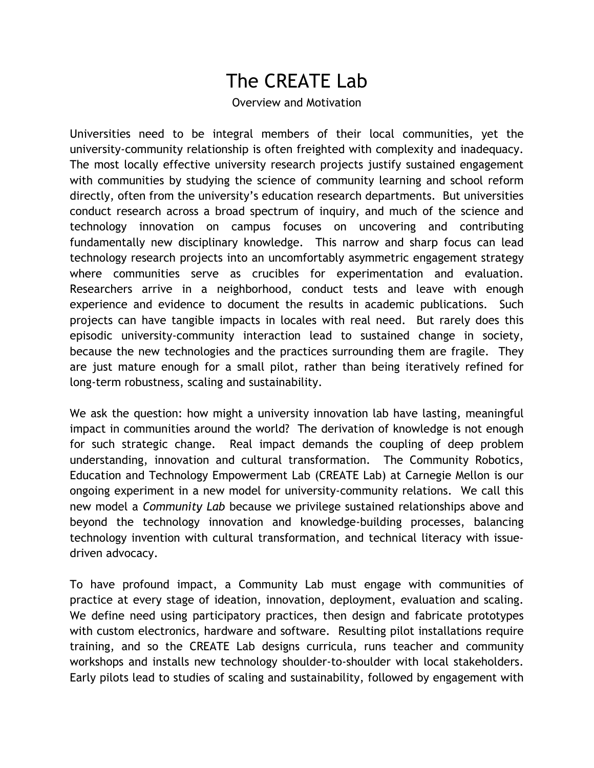# The CREATE Lab

Overview and Motivation

Universities need to be integral members of their local communities, yet the university-community relationship is often freighted with complexity and inadequacy. The most locally effective university research projects justify sustained engagement with communities by studying the science of community learning and school reform directly, often from the university's education research departments. But universities conduct research across a broad spectrum of inquiry, and much of the science and technology innovation on campus focuses on uncovering and contributing fundamentally new disciplinary knowledge. This narrow and sharp focus can lead technology research projects into an uncomfortably asymmetric engagement strategy where communities serve as crucibles for experimentation and evaluation. Researchers arrive in a neighborhood, conduct tests and leave with enough experience and evidence to document the results in academic publications. Such projects can have tangible impacts in locales with real need. But rarely does this episodic university-community interaction lead to sustained change in society, because the new technologies and the practices surrounding them are fragile. They are just mature enough for a small pilot, rather than being iteratively refined for long-term robustness, scaling and sustainability.

We ask the question: how might a university innovation lab have lasting, meaningful impact in communities around the world? The derivation of knowledge is not enough for such strategic change. Real impact demands the coupling of deep problem understanding, innovation and cultural transformation. The Community Robotics, Education and Technology Empowerment Lab (CREATE Lab) at Carnegie Mellon is our ongoing experiment in a new model for university-community relations. We call this new model a *Community Lab* because we privilege sustained relationships above and beyond the technology innovation and knowledge-building processes, balancing technology invention with cultural transformation, and technical literacy with issue-driven advocacy.

To have profound impact, a Community Lab must engage with communities of practice at every stage of ideation, innovation, deployment, evaluation and scaling. We define need using participatory practices, then design and fabricate prototypes with custom electronics, hardware and software. Resulting pilot installations require training, and so the CREATE Lab designs curricula, runs teacher and community workshops and installs new technology shoulder-to-shoulder with local stakeholders. Early pilots lead to studies of scaling and sustainability, followed by engagement with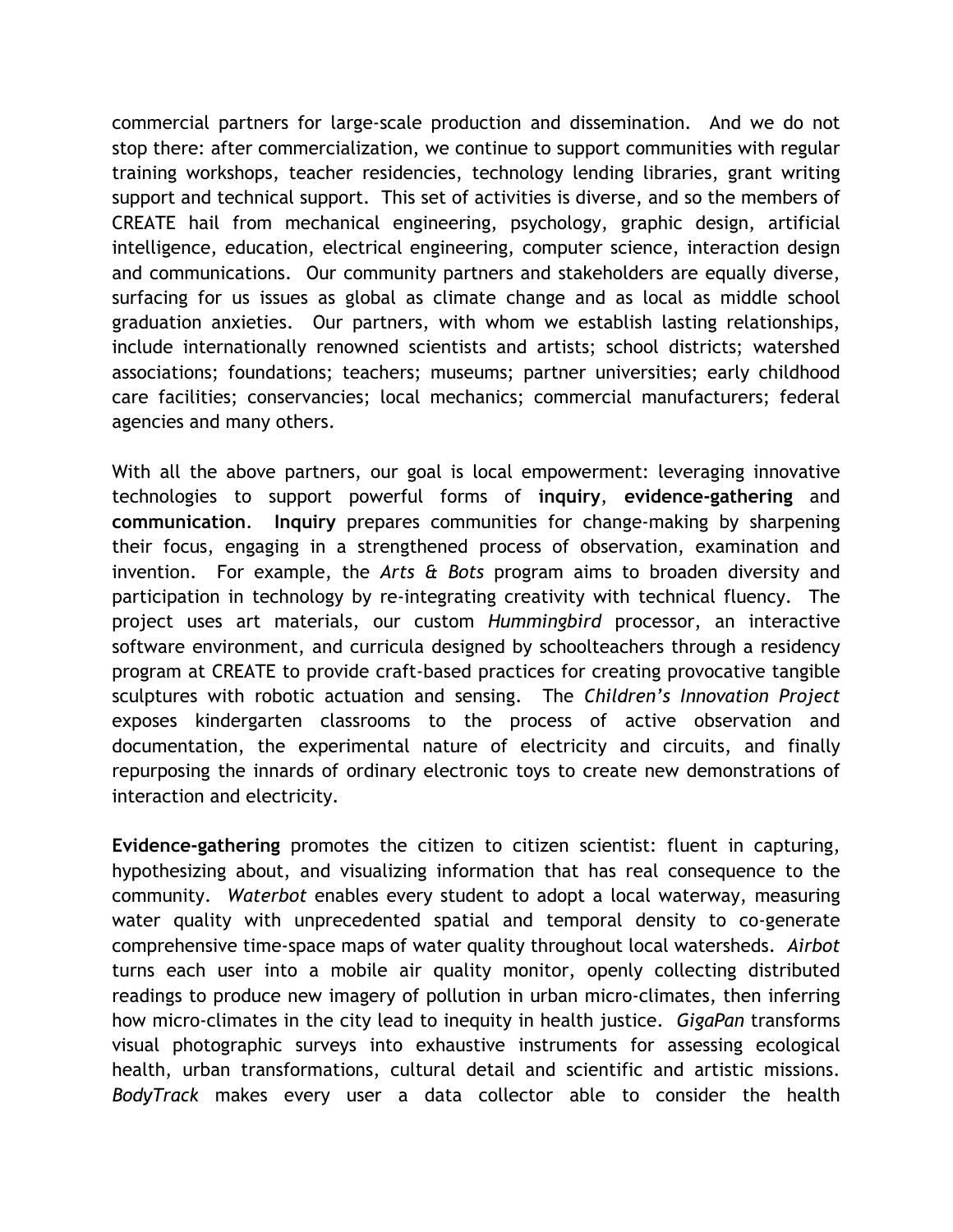commercial partners for large-scale production and dissemination. And we do not stop there: after commercialization, we continue to support communities with regular training workshops, teacher residencies, technology lending libraries, grant writing support and technical support. This set of activities is diverse, and so the members of CREATE hail from mechanical engineering, psychology, graphic design, artificial intelligence, education, electrical engineering, computer science, interaction design and communications. Our community partners and stakeholders are equally diverse, surfacing for us issues as global as climate change and as local as middle school graduation anxieties. Our partners, with whom we establish lasting relationships, include internationally renowned scientists and artists; school districts; watershed associations; foundations; teachers; museums; partner universities; early childhood care facilities; conservancies; local mechanics; commercial manufacturers; federal agencies and many others.

With all the above partners, our goal is local empowerment: leveraging innovative technologies to support powerful forms of **inquiry**, **evidence-gathering** and **communication**. **Inquiry** prepares communities for change-making by sharpening their focus, engaging in a strengthened process of observation, examination and invention. For example, the *Arts & Bots* program aims to broaden diversity and participation in technology by re-integrating creativity with technical fluency. The project uses art materials, our custom *Hummingbird* processor, an interactive software environment, and curricula designed by schoolteachers through a residency program at CREATE to provide craft-based practices for creating provocative tangible sculptures with robotic actuation and sensing. The *Children's Innovation Project* exposes kindergarten classrooms to the process of active observation and documentation, the experimental nature of electricity and circuits, and finally repurposing the innards of ordinary electronic toys to create new demonstrations of interaction and electricity.

**Evidence-gathering** promotes the citizen to citizen scientist: fluent in capturing, hypothesizing about, and visualizing information that has real consequence to the community. *Waterbot* enables every student to adopt a local waterway, measuring water quality with unprecedented spatial and temporal density to co-generate comprehensive time-space maps of water quality throughout local watersheds. *Airbot* turns each user into a mobile air quality monitor, openly collecting distributed readings to produce new imagery of pollution in urban micro-climates, then inferring how micro-climates in the city lead to inequity in health justice. *GigaPan* transforms visual photographic surveys into exhaustive instruments for assessing ecological health, urban transformations, cultural detail and scientific and artistic missions. *BodyTrack* makes every user a data collector able to consider the health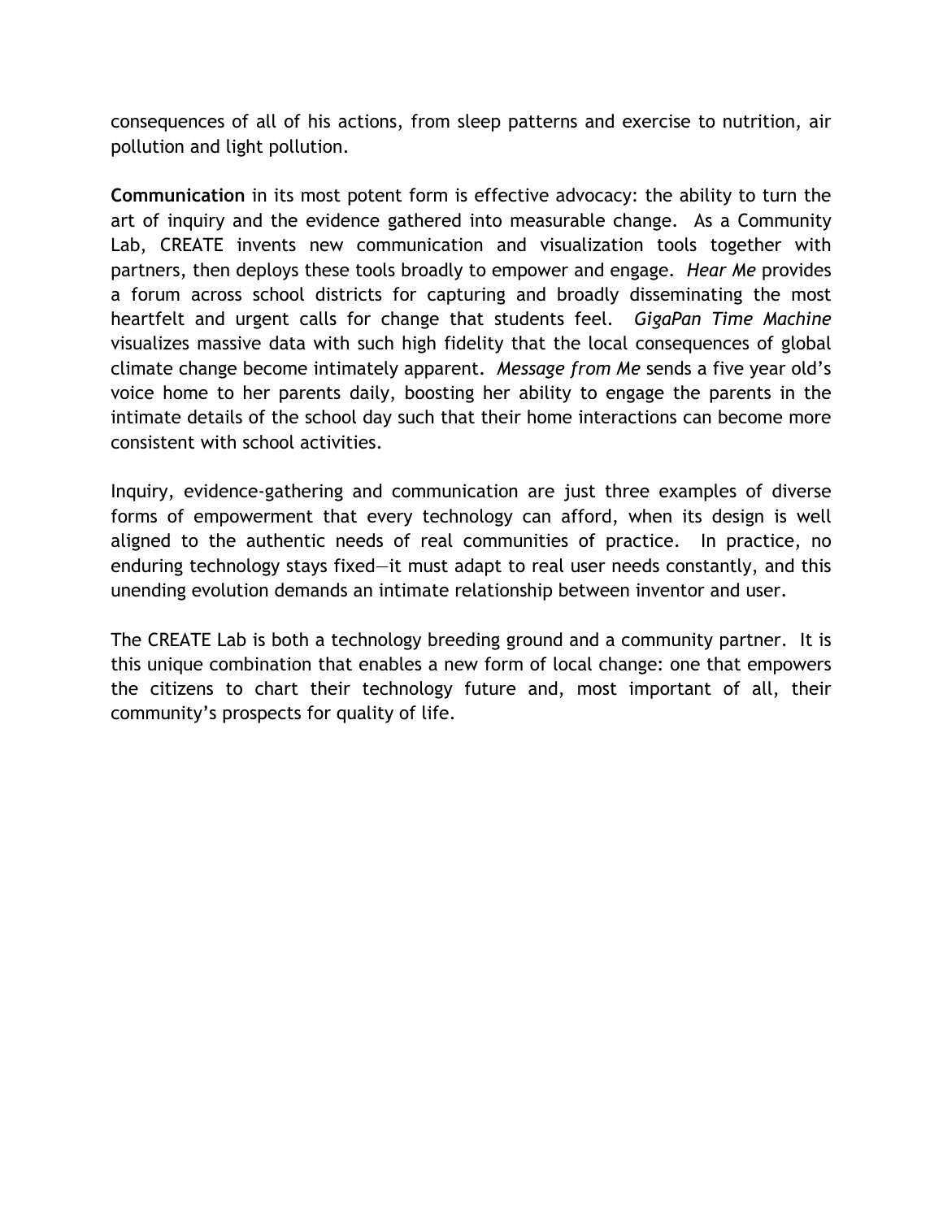consequences of all of his actions, from sleep patterns and exercise to nutrition, air pollution and light pollution.

**Communication** in its most potent form is effective advocacy: the ability to turn the art of inquiry and the evidence gathered into measurable change. As a Community Lab, CREATE invents new communication and visualization tools together with partners, then deploys these tools broadly to empower and engage. *Hear Me* provides a forum across school districts for capturing and broadly disseminating the most heartfelt and urgent calls for change that students feel. *GigaPan Time Machine* visualizes massive data with such high fidelity that the local consequences of global climate change become intimately apparent. *Message from Me* sends a five year old's voice home to her parents daily, boosting her ability to engage the parents in the intimate details of the school day such that their home interactions can become more consistent with school activities.

Inquiry, evidence-gathering and communication are just three examples of diverse forms of empowerment that every technology can afford, when its design is well aligned to the authentic needs of real communities of practice. In practice, no enduring technology stays fixed—it must adapt to real user needs constantly, and this unending evolution demands an intimate relationship between inventor and user.

The CREATE Lab is both a technology breeding ground and a community partner. It is this unique combination that enables a new form of local change: one that empowers the citizens to chart their technology future and, most important of all, their community's prospects for quality of life.